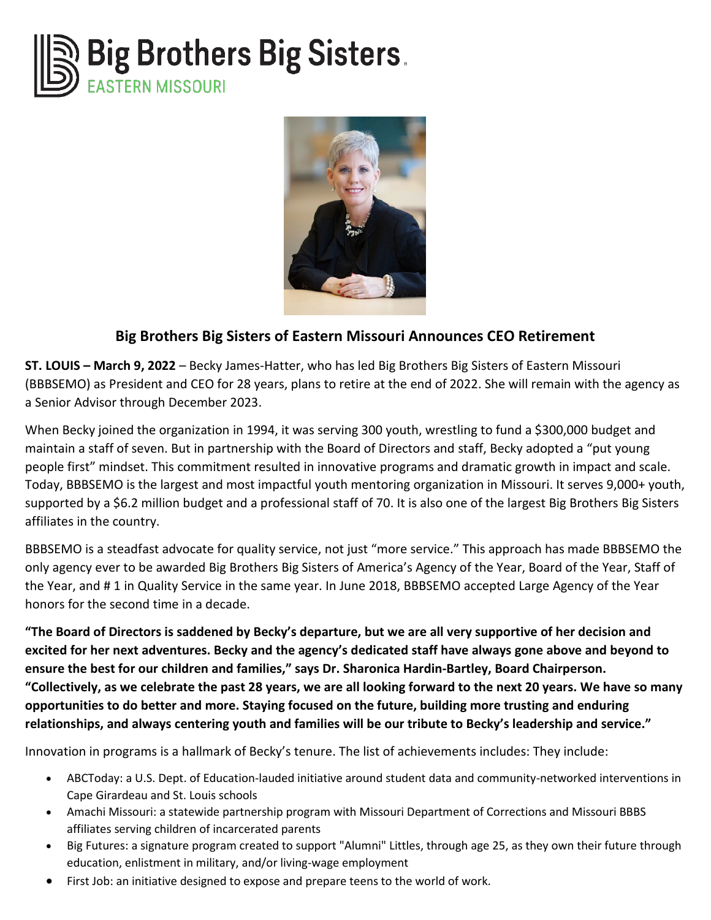Big Brothers Big Sisters
EASTERN MISSOURI

## Big Brothers Big Sisters of Eastern Missouri Announces CEO Retirement

**ST. LOUIS – March 9, 2022** – Becky James-Hatter, who has led Big Brothers Big Sisters of Eastern Missouri (BBBSEMO) as President and CEO for 28 years, plans to retire at the end of 2022. She will remain with the agency as a Senior Advisor through December 2023.

When Becky joined the organization in 1994, it was serving 300 youth, wrestling to fund a $300,000 budget and maintain a staff of seven. But in partnership with the Board of Directors and staff, Becky adopted a "put young people first" mindset. This commitment resulted in innovative programs and dramatic growth in impact and scale. Today, BBBSEMO is the largest and most impactful youth mentoring organization in Missouri. It serves 9,000+ youth, supported by a $6.2 million budget and a professional staff of 70. It is also one of the largest Big Brothers Big Sisters affiliates in the country.

BBBSEMO is a steadfast advocate for quality service, not just "more service." This approach has made BBBSEMO the only agency ever to be awarded Big Brothers Big Sisters of America's Agency of the Year, Board of the Year, Staff of the Year, and # 1 in Quality Service in the same year. In June 2018, BBBSEMO accepted Large Agency of the Year honors for the second time in a decade.

**"The Board of Directors is saddened by Becky's departure, but we are all very supportive of her decision and excited for her next adventures. Becky and the agency's dedicated staff have always gone above and beyond to ensure the best for our children and families," says Dr. Sharonica Hardin-Bartley, Board Chairperson. "Collectively, as we celebrate the past 28 years, we are all looking forward to the next 20 years. We have so many opportunities to do better and more. Staying focused on the future, building more trusting and enduring relationships, and always centering youth and families will be our tribute to Becky's leadership and service."**

Innovation in programs is a hallmark of Becky's tenure. The list of achievements includes: They include:

- ABCToday: a U.S. Dept. of Education-lauded initiative around student data and community-networked interventions in Cape Girardeau and St. Louis schools
- Amachi Missouri: a statewide partnership program with Missouri Department of Corrections and Missouri BBBS affiliates serving children of incarcerated parents
- Big Futures: a signature program created to support "Alumni" Littles, through age 25, as they own their future through education, enlistment in military, and/or living-wage employment
- First Job: an initiative designed to expose and prepare teens to the world of work.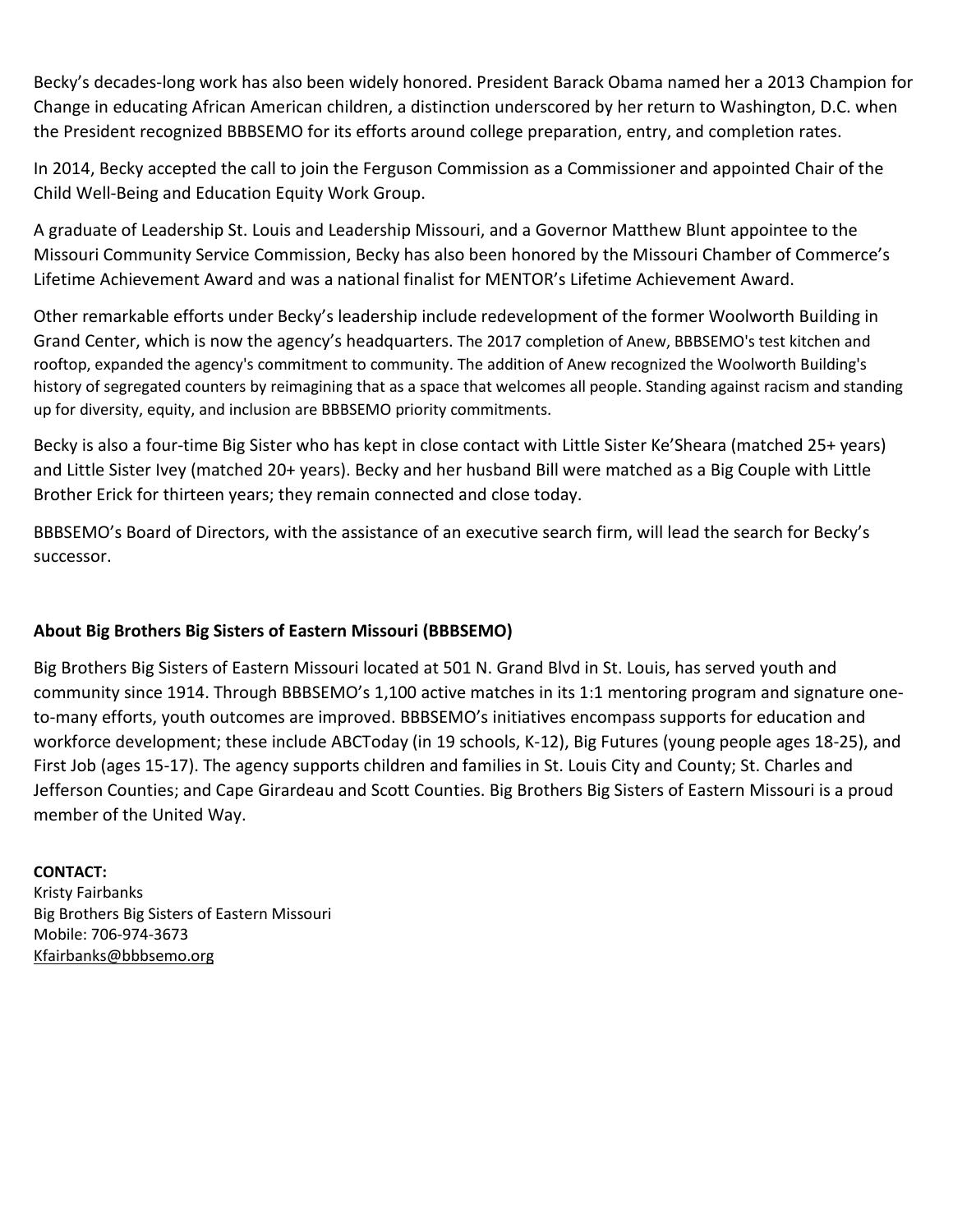Becky's decades-long work has also been widely honored. President Barack Obama named her a 2013 Champion for Change in educating African American children, a distinction underscored by her return to Washington, D.C. when the President recognized BBBSEMO for its efforts around college preparation, entry, and completion rates.

In 2014, Becky accepted the call to join the Ferguson Commission as a Commissioner and appointed Chair of the Child Well-Being and Education Equity Work Group.

A graduate of Leadership St. Louis and Leadership Missouri, and a Governor Matthew Blunt appointee to the Missouri Community Service Commission, Becky has also been honored by the Missouri Chamber of Commerce's Lifetime Achievement Award and was a national finalist for MENTOR's Lifetime Achievement Award.

Other remarkable efforts under Becky's leadership include redevelopment of the former Woolworth Building in Grand Center, which is now the agency's headquarters. The 2017 completion of Anew, BBBSEMO's test kitchen and rooftop, expanded the agency's commitment to community. The addition of Anew recognized the Woolworth Building's history of segregated counters by reimagining that as a space that welcomes all people. Standing against racism and standing up for diversity, equity, and inclusion are BBBSEMO priority commitments.

Becky is also a four-time Big Sister who has kept in close contact with Little Sister Ke'Sheara (matched 25+ years) and Little Sister Ivey (matched 20+ years). Becky and her husband Bill were matched as a Big Couple with Little Brother Erick for thirteen years; they remain connected and close today.

BBBSEMO's Board of Directors, with the assistance of an executive search firm, will lead the search for Becky's successor.

**About Big Brothers Big Sisters of Eastern Missouri (BBBSEMO)**

Big Brothers Big Sisters of Eastern Missouri located at 501 N. Grand Blvd in St. Louis, has served youth and community since 1914. Through BBBSEMO's 1,100 active matches in its 1:1 mentoring program and signature one-to-many efforts, youth outcomes are improved. BBBSEMO's initiatives encompass supports for education and workforce development; these include ABCToday (in 19 schools, K-12), Big Futures (young people ages 18-25), and First Job (ages 15-17). The agency supports children and families in St. Louis City and County; St. Charles and Jefferson Counties; and Cape Girardeau and Scott Counties. Big Brothers Big Sisters of Eastern Missouri is a proud member of the United Way.

**CONTACT:**
Kristy Fairbanks
Big Brothers Big Sisters of Eastern Missouri
Mobile: 706-974-3673
Kfairbanks@bbbsemo.org